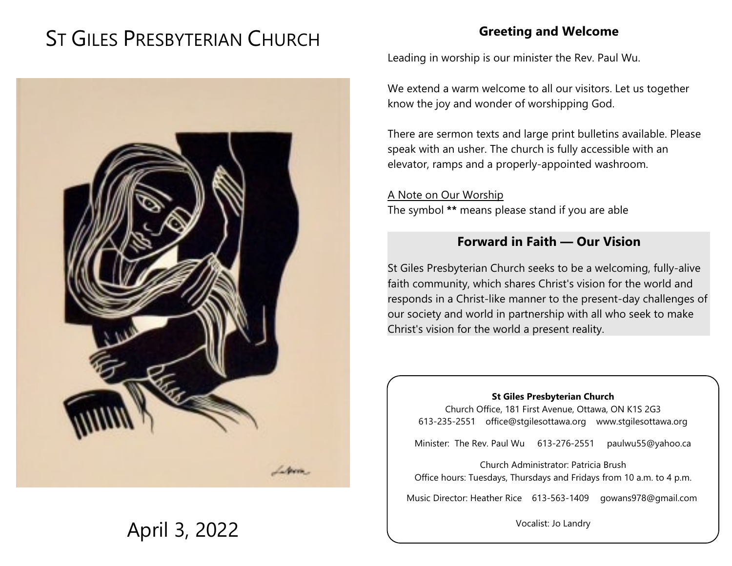# St Giles Presbyterian Church

April 3, 2022

## Greeting and Welcome

Leading in worship is our minister the Rev. Paul Wu.

We extend a warm welcome to all our visitors. Let us together know the joy and wonder of worshipping God.

There are sermon texts and large print bulletins available. Please speak with an usher. The church is fully accessible with an elevator, ramps and a properly-appointed washroom.

A Note on Our Worship
The symbol **\*\*** means please stand if you are able

### Forward in Faith — Our Vision

St Giles Presbyterian Church seeks to be a welcoming, fully-alive faith community, which shares Christ's vision for the world and responds in a Christ-like manner to the present-day challenges of our society and world in partnership with all who seek to make Christ's vision for the world a present reality.

**St Giles Presbyterian Church**
Church Office, 181 First Avenue, Ottawa, ON K1S 2G3
613-235-2551 office@stgilesottawa.org www.stgilesottawa.org

Minister: The Rev. Paul Wu 613-276-2551 paulwu55@yahoo.ca

Church Administrator: Patricia Brush
Office hours: Tuesdays, Thursdays and Fridays from 10 a.m. to 4 p.m.

Music Director: Heather Rice 613-563-1409 gowans978@gmail.com

Vocalist: Jo Landry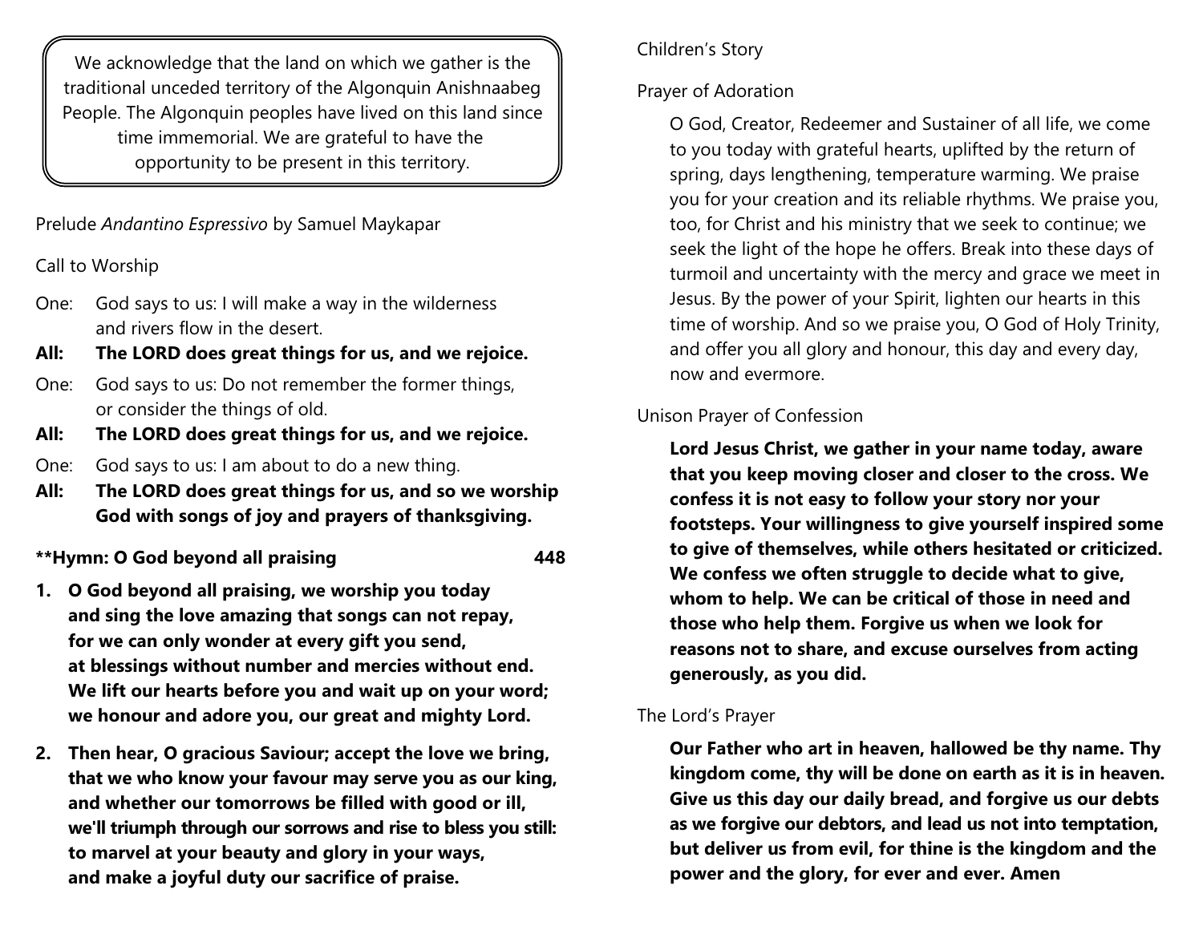We acknowledge that the land on which we gather is the traditional unceded territory of the Algonquin Anishnaabeg People. The Algonquin peoples have lived on this land since time immemorial. We are grateful to have the opportunity to be present in this territory.

Prelude *Andantino Espressivo* by Samuel Maykapar

Call to Worship

One: God says to us: I will make a way in the wilderness and rivers flow in the desert.
**All: The LORD does great things for us, and we rejoice.**
One: God says to us: Do not remember the former things, or consider the things of old.
**All: The LORD does great things for us, and we rejoice.**
One: God says to us: I am about to do a new thing.
**All: The LORD does great things for us, and so we worship God with songs of joy and prayers of thanksgiving.**

**\*\*Hymn: O God beyond all praising 448**

**1. O God beyond all praising, we worship you today**
**and sing the love amazing that songs can not repay,**
**for we can only wonder at every gift you send,**
**at blessings without number and mercies without end.**
**We lift our hearts before you and wait up on your word;**
**we honour and adore you, our great and mighty Lord.**

**2. Then hear, O gracious Saviour; accept the love we bring,**
**that we who know your favour may serve you as our king,**
**and whether our tomorrows be filled with good or ill,**
**we'll triumph through our sorrows and rise to bless you still:**
**to marvel at your beauty and glory in your ways,**
**and make a joyful duty our sacrifice of praise.**

Children's Story

Prayer of Adoration

O God, Creator, Redeemer and Sustainer of all life, we come to you today with grateful hearts, uplifted by the return of spring, days lengthening, temperature warming. We praise you for your creation and its reliable rhythms. We praise you, too, for Christ and his ministry that we seek to continue; we seek the light of the hope he offers. Break into these days of turmoil and uncertainty with the mercy and grace we meet in Jesus. By the power of your Spirit, lighten our hearts in this time of worship. And so we praise you, O God of Holy Trinity, and offer you all glory and honour, this day and every day, now and evermore.

Unison Prayer of Confession

**Lord Jesus Christ, we gather in your name today, aware that you keep moving closer and closer to the cross. We confess it is not easy to follow your story nor your footsteps. Your willingness to give yourself inspired some to give of themselves, while others hesitated or criticized. We confess we often struggle to decide what to give, whom to help. We can be critical of those in need and those who help them. Forgive us when we look for reasons not to share, and excuse ourselves from acting generously, as you did.**

The Lord's Prayer

**Our Father who art in heaven, hallowed be thy name. Thy kingdom come, thy will be done on earth as it is in heaven. Give us this day our daily bread, and forgive us our debts as we forgive our debtors, and lead us not into temptation, but deliver us from evil, for thine is the kingdom and the power and the glory, for ever and ever. Amen**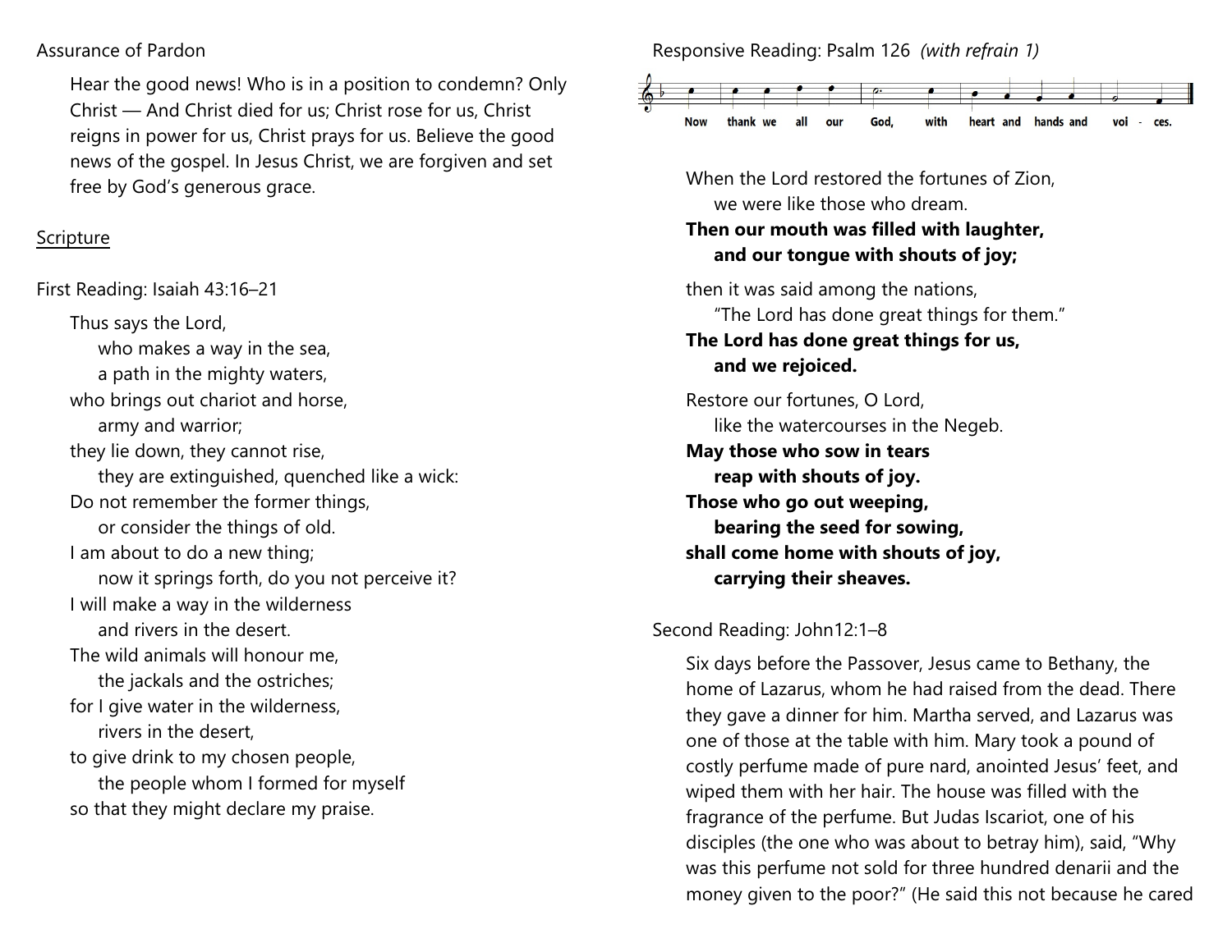Assurance of Pardon

Hear the good news! Who is in a position to condemn? Only Christ — And Christ died for us; Christ rose for us, Christ reigns in power for us, Christ prays for us. Believe the good news of the gospel. In Jesus Christ, we are forgiven and set free by God's generous grace.

## Scripture

First Reading: Isaiah 43:16–21

Thus says the Lord,
  who makes a way in the sea,
  a path in the mighty waters,
who brings out chariot and horse,
  army and warrior;
they lie down, they cannot rise,
  they are extinguished, quenched like a wick:
Do not remember the former things,
  or consider the things of old.
I am about to do a new thing;
  now it springs forth, do you not perceive it?
I will make a way in the wilderness
  and rivers in the desert.
The wild animals will honour me,
  the jackals and the ostriches;
for I give water in the wilderness,
  rivers in the desert,
to give drink to my chosen people,
  the people whom I formed for myself
so that they might declare my praise.

Responsive Reading: Psalm 126 *(with refrain 1)*

Now thank we all our God, with heart and hands and voi - ces.

When the Lord restored the fortunes of Zion,
  we were like those who dream.
**Then our mouth was filled with laughter,**
  **and our tongue with shouts of joy;**

then it was said among the nations,
  "The Lord has done great things for them."
**The Lord has done great things for us,**
  **and we rejoiced.**

Restore our fortunes, O Lord,
  like the watercourses in the Negeb.
**May those who sow in tears**
  **reap with shouts of joy.**
**Those who go out weeping,**
  **bearing the seed for sowing,**
**shall come home with shouts of joy,**
  **carrying their sheaves.**

Second Reading: John12:1–8

Six days before the Passover, Jesus came to Bethany, the home of Lazarus, whom he had raised from the dead. There they gave a dinner for him. Martha served, and Lazarus was one of those at the table with him. Mary took a pound of costly perfume made of pure nard, anointed Jesus' feet, and wiped them with her hair. The house was filled with the fragrance of the perfume. But Judas Iscariot, one of his disciples (the one who was about to betray him), said, "Why was this perfume not sold for three hundred denarii and the money given to the poor?" (He said this not because he cared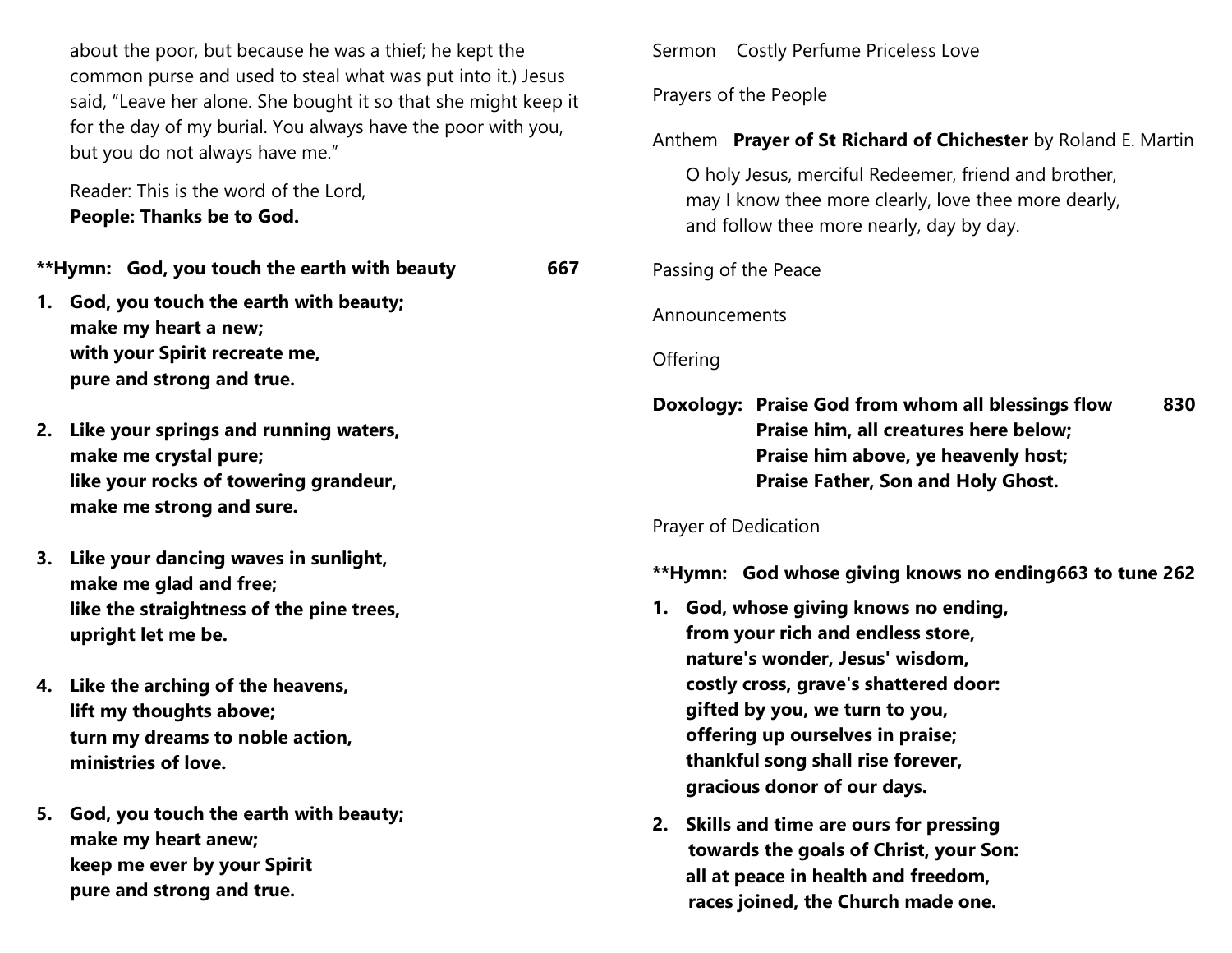about the poor, but because he was a thief; he kept the common purse and used to steal what was put into it.) Jesus said, "Leave her alone. She bought it so that she might keep it for the day of my burial. You always have the poor with you, but you do not always have me."

Reader: This is the word of the Lord,
**People: Thanks be to God.**

**\*\*Hymn: God, you touch the earth with beauty 667**

1. **God, you touch the earth with beauty;**
   **make my heart a new;**
   **with your Spirit recreate me,**
   **pure and strong and true.**

2. **Like your springs and running waters,**
   **make me crystal pure;**
   **like your rocks of towering grandeur,**
   **make me strong and sure.**

3. **Like your dancing waves in sunlight,**
   **make me glad and free;**
   **like the straightness of the pine trees,**
   **upright let me be.**

4. **Like the arching of the heavens,**
   **lift my thoughts above;**
   **turn my dreams to noble action,**
   **ministries of love.**

5. **God, you touch the earth with beauty;**
   **make my heart anew;**
   **keep me ever by your Spirit**
   **pure and strong and true.**

Sermon Costly Perfume Priceless Love

Prayers of the People

Anthem **Prayer of St Richard of Chichester** by Roland E. Martin

O holy Jesus, merciful Redeemer, friend and brother,
may I know thee more clearly, love thee more dearly,
and follow thee more nearly, day by day.

Passing of the Peace

Announcements

Offering

**Doxology: Praise God from whom all blessings flow 830**
**Praise him, all creatures here below;**
**Praise him above, ye heavenly host;**
**Praise Father, Son and Holy Ghost.**

Prayer of Dedication

**\*\*Hymn: God whose giving knows no ending 663 to tune 262**

1. **God, whose giving knows no ending,**
   **from your rich and endless store,**
   **nature's wonder, Jesus' wisdom,**
   **costly cross, grave's shattered door:**
   **gifted by you, we turn to you,**
   **offering up ourselves in praise;**
   **thankful song shall rise forever,**
   **gracious donor of our days.**

2. **Skills and time are ours for pressing**
   **towards the goals of Christ, your Son:**
   **all at peace in health and freedom,**
   **races joined, the Church made one.**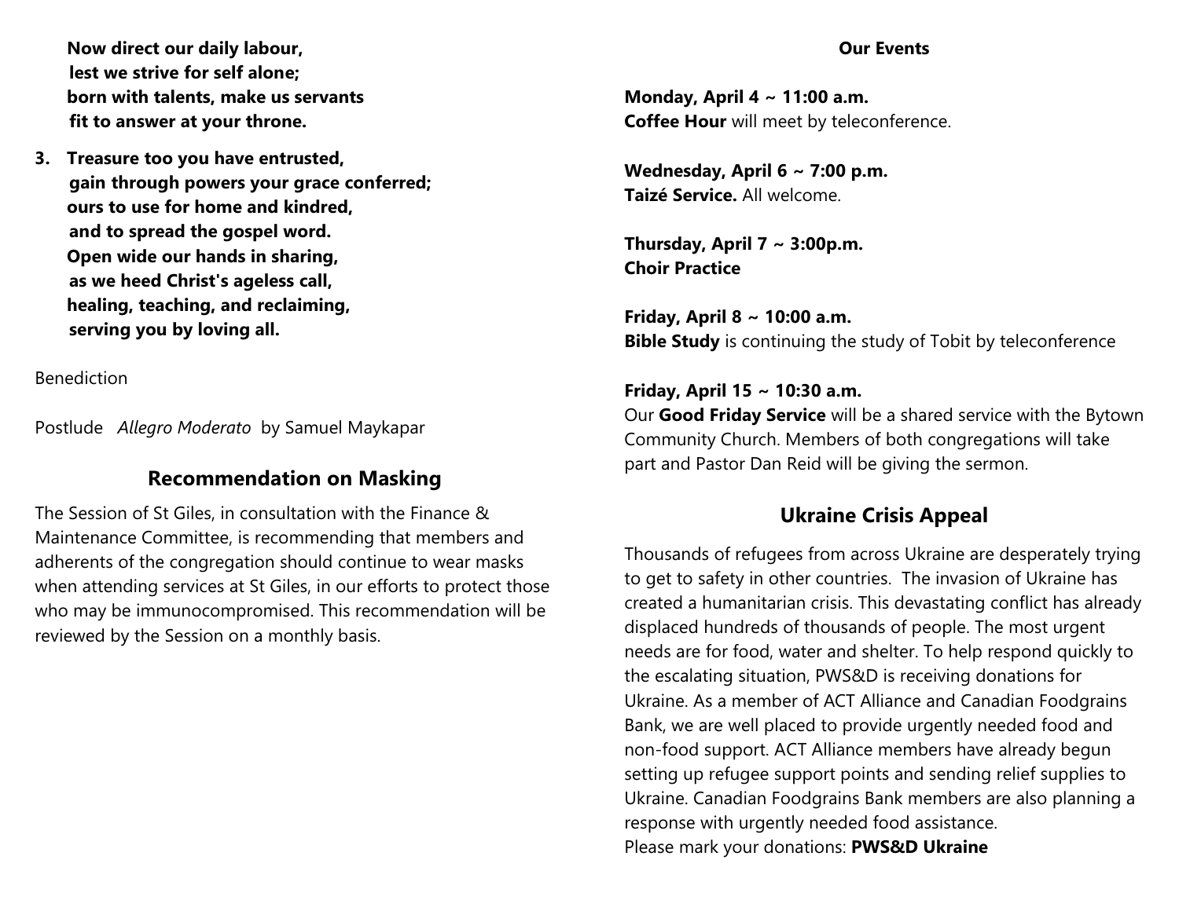**Now direct our daily labour,**
**lest we strive for self alone;**
**born with talents, make us servants**
**fit to answer at your throne.**

**3. Treasure too you have entrusted,**
**gain through powers your grace conferred;**
**ours to use for home and kindred,**
**and to spread the gospel word.**
**Open wide our hands in sharing,**
**as we heed Christ's ageless call,**
**healing, teaching, and reclaiming,**
**serving you by loving all.**

Benediction

Postlude *Allegro Moderato* by Samuel Maykapar

## Recommendation on Masking

The Session of St Giles, in consultation with the Finance & Maintenance Committee, is recommending that members and adherents of the congregation should continue to wear masks when attending services at St Giles, in our efforts to protect those who may be immunocompromised. This recommendation will be reviewed by the Session on a monthly basis.

**Our Events**

**Monday, April 4 ~ 11:00 a.m.**
**Coffee Hour** will meet by teleconference.

**Wednesday, April 6 ~ 7:00 p.m.**
**Taizé Service.** All welcome.

**Thursday, April 7 ~ 3:00p.m.**
**Choir Practice**

**Friday, April 8 ~ 10:00 a.m.**
**Bible Study** is continuing the study of Tobit by teleconference

**Friday, April 15 ~ 10:30 a.m.**
Our **Good Friday Service** will be a shared service with the Bytown Community Church. Members of both congregations will take part and Pastor Dan Reid will be giving the sermon.

## Ukraine Crisis Appeal

Thousands of refugees from across Ukraine are desperately trying to get to safety in other countries. The invasion of Ukraine has created a humanitarian crisis. This devastating conflict has already displaced hundreds of thousands of people. The most urgent needs are for food, water and shelter. To help respond quickly to the escalating situation, PWS&D is receiving donations for Ukraine. As a member of ACT Alliance and Canadian Foodgrains Bank, we are well placed to provide urgently needed food and non-food support. ACT Alliance members have already begun setting up refugee support points and sending relief supplies to Ukraine. Canadian Foodgrains Bank members are also planning a response with urgently needed food assistance.
Please mark your donations: **PWS&D Ukraine**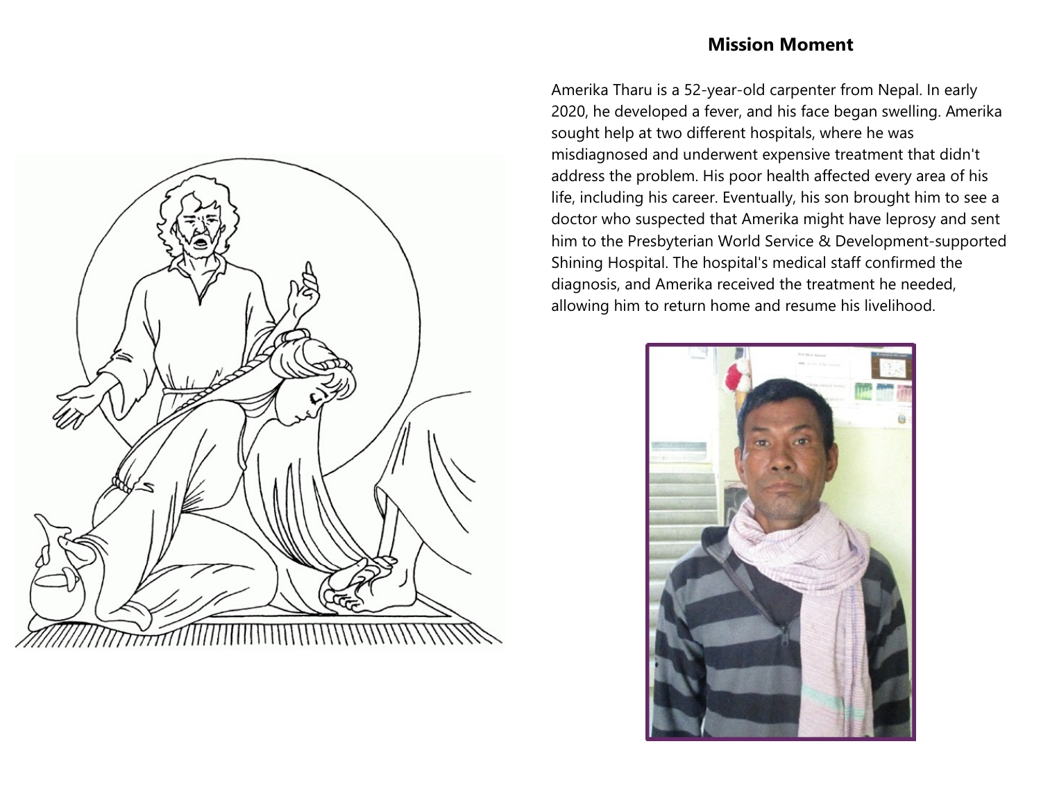## Mission Moment

Amerika Tharu is a 52-year-old carpenter from Nepal. In early 2020, he developed a fever, and his face began swelling. Amerika sought help at two different hospitals, where he was misdiagnosed and underwent expensive treatment that didn't address the problem. His poor health affected every area of his life, including his career. Eventually, his son brought him to see a doctor who suspected that Amerika might have leprosy and sent him to the Presbyterian World Service & Development-supported Shining Hospital. The hospital's medical staff confirmed the diagnosis, and Amerika received the treatment he needed, allowing him to return home and resume his livelihood.